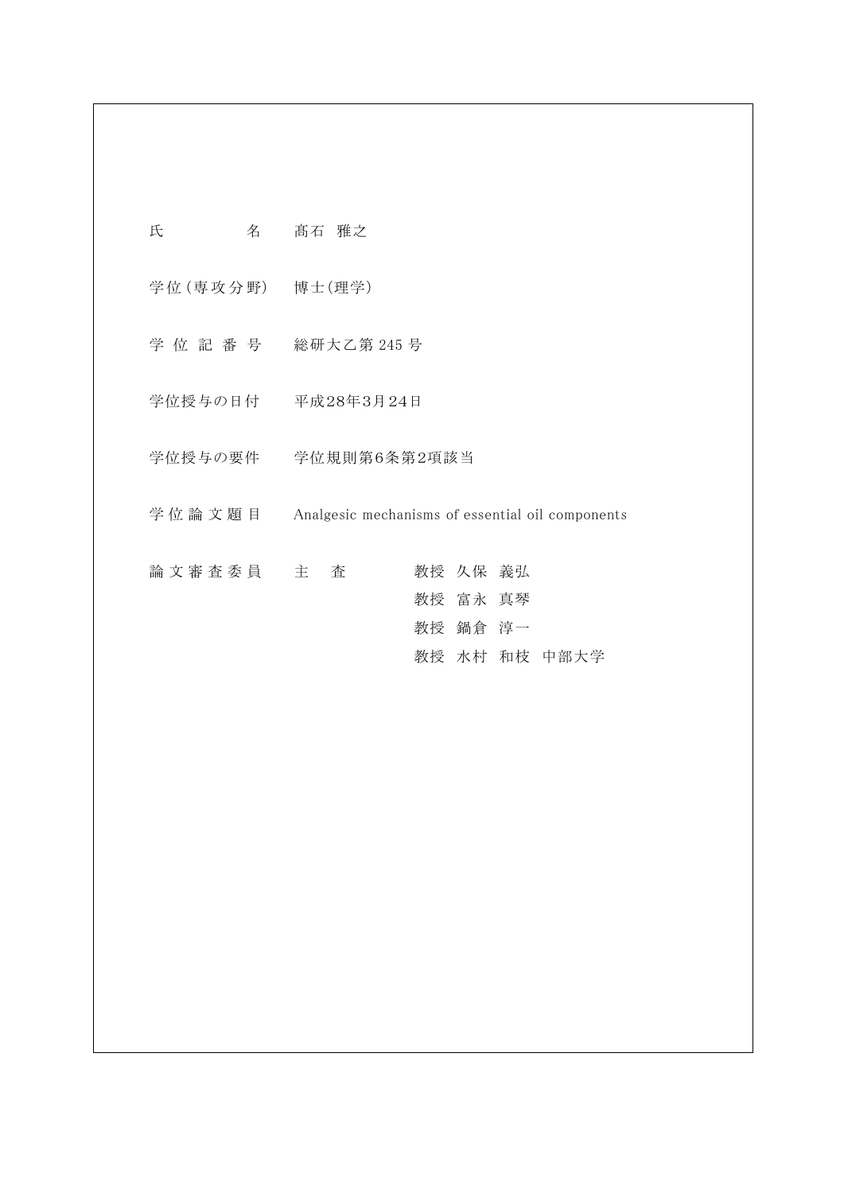| | |
|---|---|
| 氏　　　　名 | 髙石　雅之 |
| 学位(専攻分野) | 博士(理学) |
| 学 位 記 番 号 | 総研大乙第 245 号 |
| 学位授与の日付 | 平成28年3月24日 |
| 学位授与の要件 | 学位規則第6条第2項該当 |
| 学 位 論 文 題 目 | Analgesic mechanisms of essential oil components |
| 論 文 審 査 委 員 | 主　査　　教授　久保　義弘 |
| | 教授　富永　真琴 |
| | 教授　鍋倉　淳一 |
| | 教授　水村　和枝　中部大学 |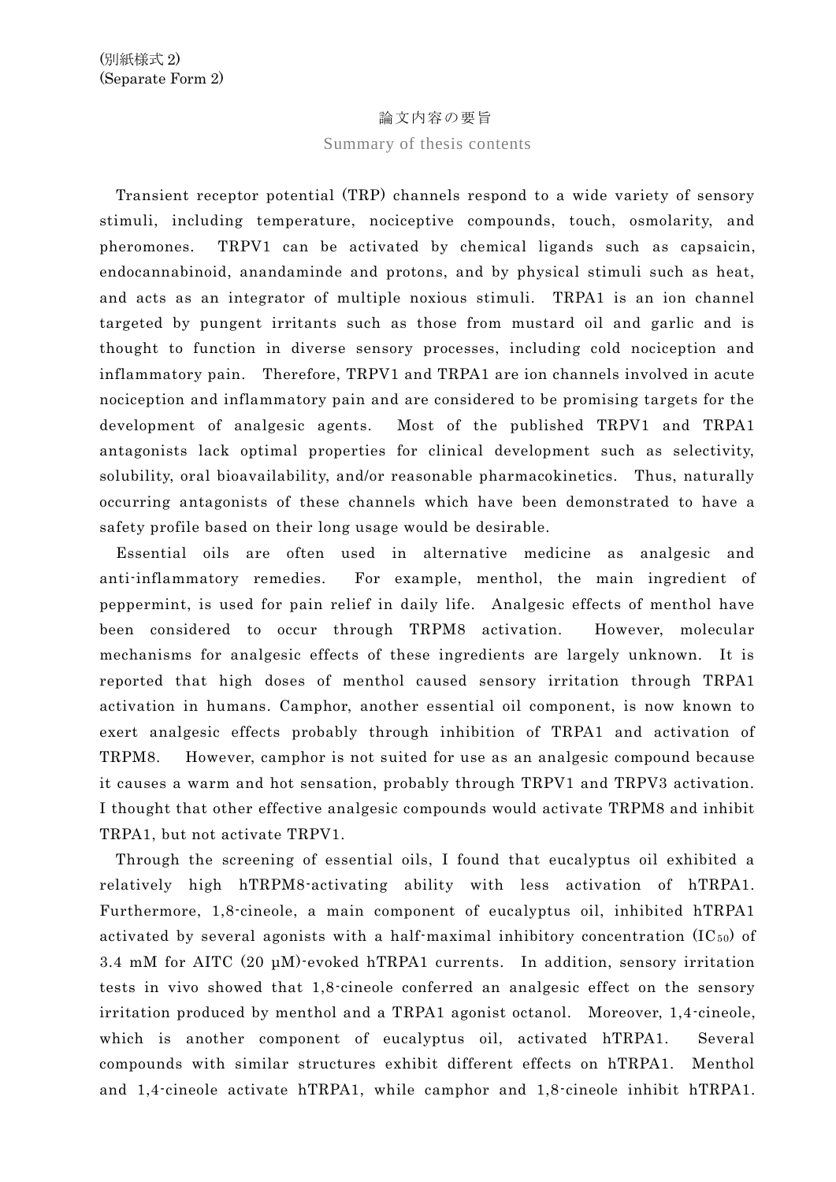(別紙様式 2)
(Separate Form 2)

# 論文内容の要旨

## Summary of thesis contents

Transient receptor potential (TRP) channels respond to a wide variety of sensory stimuli, including temperature, nociceptive compounds, touch, osmolarity, and pheromones. TRPV1 can be activated by chemical ligands such as capsaicin, endocannabinoid, anandaminde and protons, and by physical stimuli such as heat, and acts as an integrator of multiple noxious stimuli. TRPA1 is an ion channel targeted by pungent irritants such as those from mustard oil and garlic and is thought to function in diverse sensory processes, including cold nociception and inflammatory pain. Therefore, TRPV1 and TRPA1 are ion channels involved in acute nociception and inflammatory pain and are considered to be promising targets for the development of analgesic agents. Most of the published TRPV1 and TRPA1 antagonists lack optimal properties for clinical development such as selectivity, solubility, oral bioavailability, and/or reasonable pharmacokinetics. Thus, naturally occurring antagonists of these channels which have been demonstrated to have a safety profile based on their long usage would be desirable.

Essential oils are often used in alternative medicine as analgesic and anti-inflammatory remedies. For example, menthol, the main ingredient of peppermint, is used for pain relief in daily life. Analgesic effects of menthol have been considered to occur through TRPM8 activation. However, molecular mechanisms for analgesic effects of these ingredients are largely unknown. It is reported that high doses of menthol caused sensory irritation through TRPA1 activation in humans. Camphor, another essential oil component, is now known to exert analgesic effects probably through inhibition of TRPA1 and activation of TRPM8. However, camphor is not suited for use as an analgesic compound because it causes a warm and hot sensation, probably through TRPV1 and TRPV3 activation. I thought that other effective analgesic compounds would activate TRPM8 and inhibit TRPA1, but not activate TRPV1.

Through the screening of essential oils, I found that eucalyptus oil exhibited a relatively high hTRPM8-activating ability with less activation of hTRPA1. Furthermore, 1,8-cineole, a main component of eucalyptus oil, inhibited hTRPA1 activated by several agonists with a half-maximal inhibitory concentration ($IC_{50}$) of 3.4 mM for AITC (20 μM)-evoked hTRPA1 currents. In addition, sensory irritation tests in vivo showed that 1,8-cineole conferred an analgesic effect on the sensory irritation produced by menthol and a TRPA1 agonist octanol. Moreover, 1,4-cineole, which is another component of eucalyptus oil, activated hTRPA1. Several compounds with similar structures exhibit different effects on hTRPA1. Menthol and 1,4-cineole activate hTRPA1, while camphor and 1,8-cineole inhibit hTRPA1.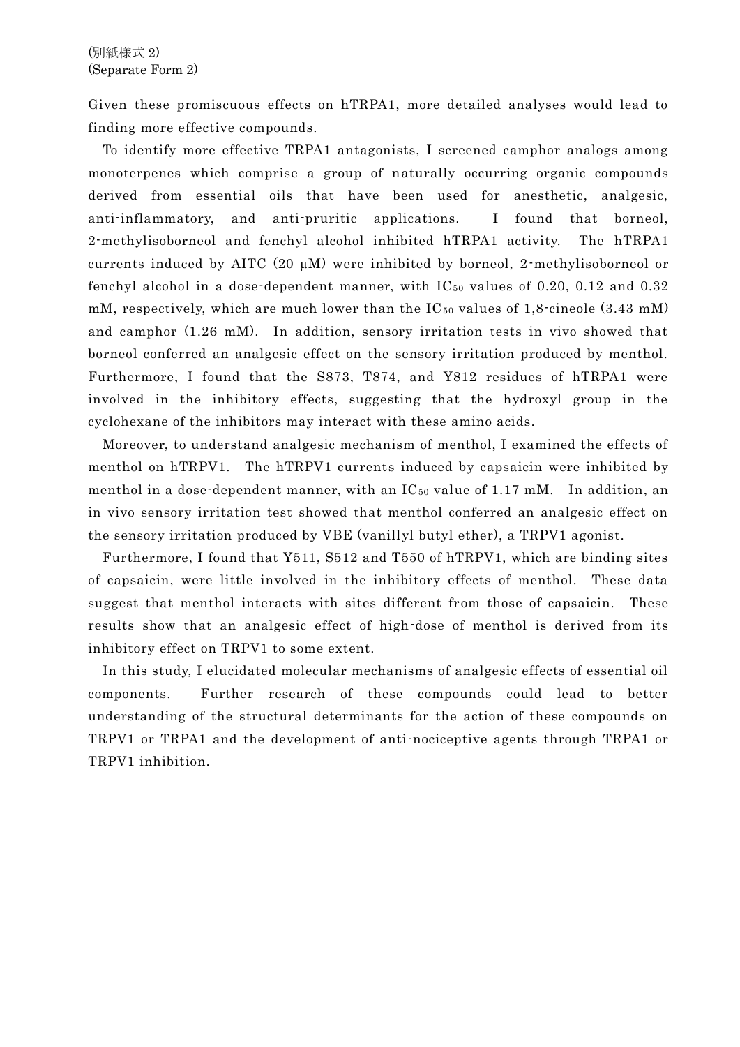Given these promiscuous effects on hTRPA1, more detailed analyses would lead to finding more effective compounds.

To identify more effective TRPA1 antagonists, I screened camphor analogs among monoterpenes which comprise a group of naturally occurring organic compounds derived from essential oils that have been used for anesthetic, analgesic, anti-inflammatory, and anti-pruritic applications. I found that borneol, 2-methylisoborneol and fenchyl alcohol inhibited hTRPA1 activity. The hTRPA1 currents induced by AITC (20 μM) were inhibited by borneol, 2-methylisoborneol or fenchyl alcohol in a dose-dependent manner, with $IC_{50}$ values of 0.20, 0.12 and 0.32 mM, respectively, which are much lower than the $IC_{50}$ values of 1,8-cineole (3.43 mM) and camphor (1.26 mM). In addition, sensory irritation tests in vivo showed that borneol conferred an analgesic effect on the sensory irritation produced by menthol. Furthermore, I found that the S873, T874, and Y812 residues of hTRPA1 were involved in the inhibitory effects, suggesting that the hydroxyl group in the cyclohexane of the inhibitors may interact with these amino acids.

Moreover, to understand analgesic mechanism of menthol, I examined the effects of menthol on hTRPV1. The hTRPV1 currents induced by capsaicin were inhibited by menthol in a dose-dependent manner, with an $IC_{50}$ value of 1.17 mM. In addition, an in vivo sensory irritation test showed that menthol conferred an analgesic effect on the sensory irritation produced by VBE (vanillyl butyl ether), a TRPV1 agonist.

Furthermore, I found that Y511, S512 and T550 of hTRPV1, which are binding sites of capsaicin, were little involved in the inhibitory effects of menthol. These data suggest that menthol interacts with sites different from those of capsaicin. These results show that an analgesic effect of high-dose of menthol is derived from its inhibitory effect on TRPV1 to some extent.

In this study, I elucidated molecular mechanisms of analgesic effects of essential oil components. Further research of these compounds could lead to better understanding of the structural determinants for the action of these compounds on TRPV1 or TRPA1 and the development of anti-nociceptive agents through TRPA1 or TRPV1 inhibition.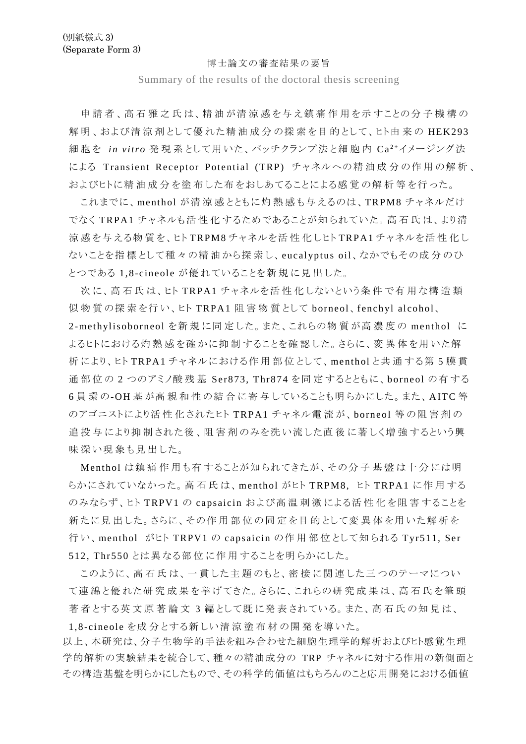(別紙様式 3)
(Separate Form 3)

博士論文の審査結果の要旨

Summary of the results of the doctoral thesis screening

申請者、高石雅之氏は、精油が清涼感を与え鎮痛作用を示すことの分子機構の解明、および清涼剤として優れた精油成分の探索を目的として、ヒト由来の HEK293 細胞を *in vitro* 発現系として用いた、パッチクランプ法と細胞内 $Ca^{2+}$イメージング法による Transient Receptor Potential (TRP) チャネルへの精油成分の作用の解析、およびヒトに精油成分を塗布した布をおしあてることによる感覚の解析等を行った。

これまでに、menthol が清涼感とともに灼熱感も与えるのは、TRPM8 チャネルだけでなく TRPA1 チャネルも活性化するためであることが知られていた。高石氏は、より清涼感を与える物質を、ヒト TRPM8 チャネルを活性化しヒト TRPA1 チャネルを活性化しないことを指標として種々の精油から探索し、eucalyptus oil、なかでもその成分のひとつである 1,8-cineole が優れていることを新規に見出した。

次に、高石氏は、ヒト TRPA1 チャネルを活性化しないという条件で有用な構造類似物質の探索を行い、ヒト TRPA1 阻害物質として borneol、fenchyl alcohol、2-methylisoborneol を新規に同定した。また、これらの物質が高濃度の menthol によるヒトにおける灼熱感を確かに抑制することを確認した。さらに、変異体を用いた解析により、ヒト TRPA1 チャネルにおける作用部位として、menthol と共通する第 5 膜貫通部位の 2 つのアミノ酸残基 Ser873, Thr874 を同定するとともに、borneol の有する 6 員環の-OH 基が高親和性の結合に寄与していることも明らかにした。また、AITC 等のアゴニストにより活性化されたヒト TRPA1 チャネル電流が、borneol 等の阻害剤の追投与により抑制された後、阻害剤のみを洗い流した直後に著しく増強するという興味深い現象も見出した。

Menthol は鎮痛作用も有することが知られてきたが、その分子基盤は十分には明らかにされていなかった。高石氏は、menthol がヒト TRPM8, ヒト TRPA1 に作用するのみならず、ヒト TRPV1 の capsaicin および高温刺激による活性化を阻害することを新たに見出した。さらに、その作用部位の同定を目的として変異体を用いた解析を行い、menthol がヒト TRPV1 の capsaicin の作用部位として知られる Tyr511, Ser 512, Thr550 とは異なる部位に作用することを明らかにした。

このように、高石氏は、一貫した主題のもと、密接に関連した三つのテーマについて連綿と優れた研究成果を挙げてきた。さらに、これらの研究成果は、高石氏を筆頭著者とする英文原著論文 3 編として既に発表されている。また、高石氏の知見は、1,8-cineole を成分とする新しい清涼塗布材の開発を導いた。

以上、本研究は、分子生物学的手法を組み合わせた細胞生理学的解析およびヒト感覚生理学的解析の実験結果を統合して、種々の精油成分の TRP チャネルに対する作用の新側面とその構造基盤を明らかにしたもので、その科学的価値はもちろんのこと応用開発における価値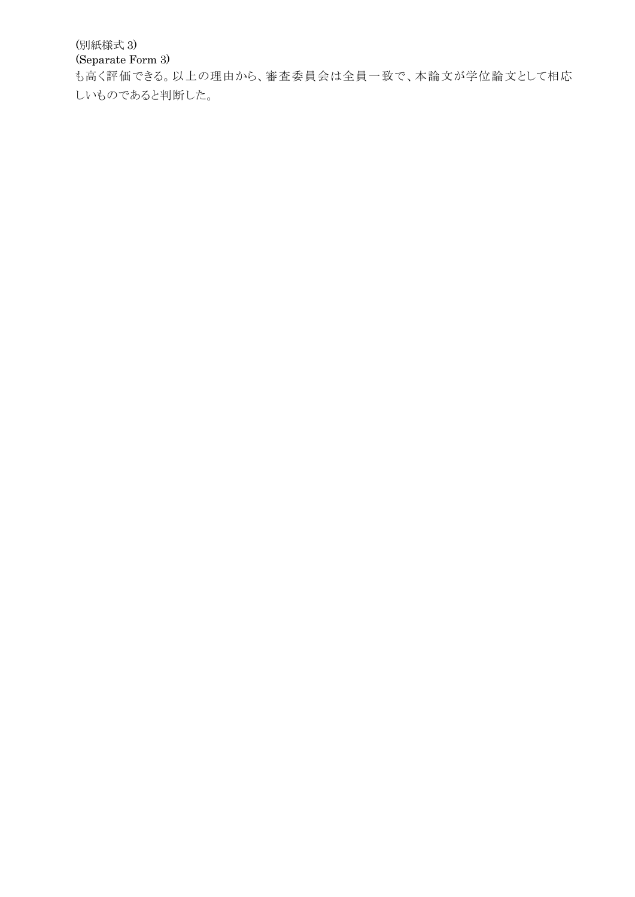も高く評価できる。以上の理由から、審査委員会は全員一致で、本論文が学位論文として相応しいものであると判断した。